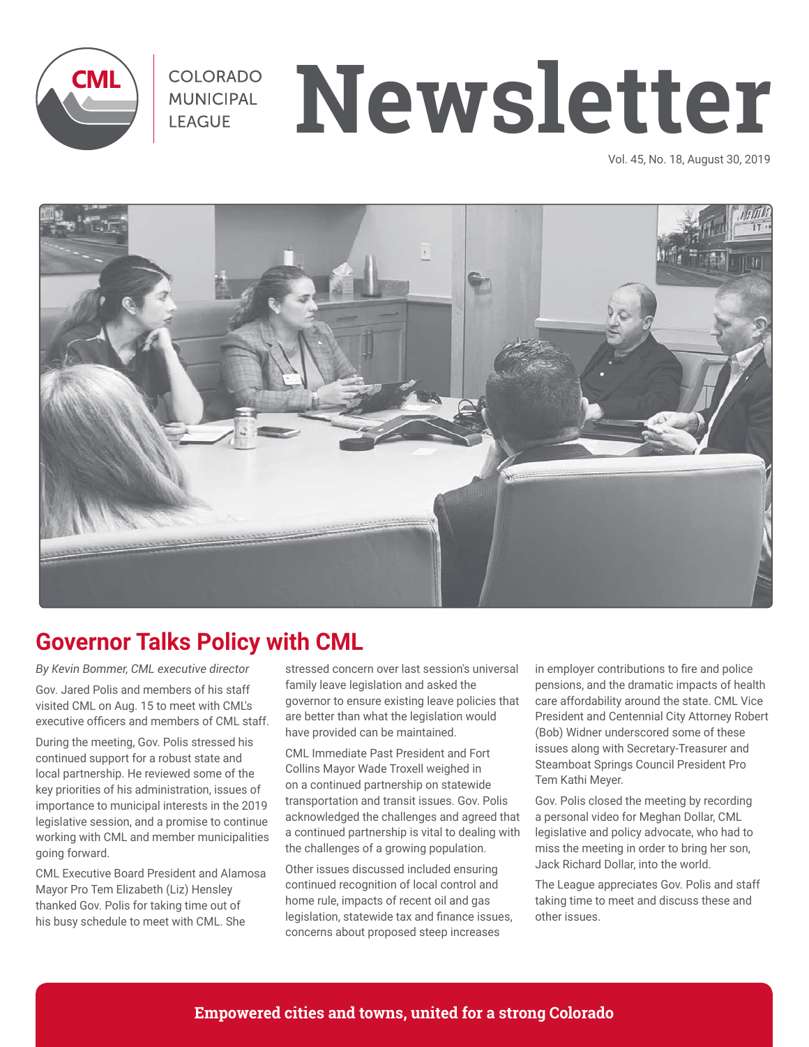COLORADO MUNICIPAL LEAGUE

# Newsletter

Vol. 45, No. 18, August 30, 2019

## Governor Talks Policy with CML

*By Kevin Bommer, CML executive director*

Gov. Jared Polis and members of his staff visited CML on Aug. 15 to meet with CML's executive officers and members of CML staff.

During the meeting, Gov. Polis stressed his continued support for a robust state and local partnership. He reviewed some of the key priorities of his administration, issues of importance to municipal interests in the 2019 legislative session, and a promise to continue working with CML and member municipalities going forward.

CML Executive Board President and Alamosa Mayor Pro Tem Elizabeth (Liz) Hensley thanked Gov. Polis for taking time out of his busy schedule to meet with CML. She stressed concern over last session's universal family leave legislation and asked the governor to ensure existing leave policies that are better than what the legislation would have provided can be maintained.

CML Immediate Past President and Fort Collins Mayor Wade Troxell weighed in on a continued partnership on statewide transportation and transit issues. Gov. Polis acknowledged the challenges and agreed that a continued partnership is vital to dealing with the challenges of a growing population.

Other issues discussed included ensuring continued recognition of local control and home rule, impacts of recent oil and gas legislation, statewide tax and finance issues, concerns about proposed steep increases in employer contributions to fire and police pensions, and the dramatic impacts of health care affordability around the state. CML Vice President and Centennial City Attorney Robert (Bob) Widner underscored some of these issues along with Secretary-Treasurer and Steamboat Springs Council President Pro Tem Kathi Meyer.

Gov. Polis closed the meeting by recording a personal video for Meghan Dollar, CML legislative and policy advocate, who had to miss the meeting in order to bring her son, Jack Richard Dollar, into the world.

The League appreciates Gov. Polis and staff taking time to meet and discuss these and other issues.

**Empowered cities and towns, united for a strong Colorado**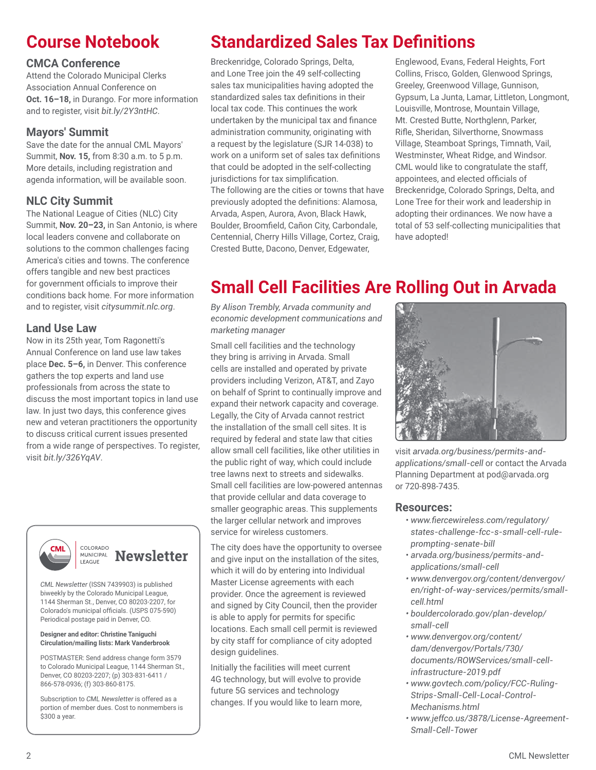# Course Notebook

### CMCA Conference

Attend the Colorado Municipal Clerks Association Annual Conference on **Oct. 16–18,** in Durango. For more information and to register, visit *bit.ly/2Y3ntHC*.

### Mayors' Summit

Save the date for the annual CML Mayors' Summit, **Nov. 15,** from 8:30 a.m. to 5 p.m. More details, including registration and agenda information, will be available soon.

### NLC City Summit

The National League of Cities (NLC) City Summit, **Nov. 20–23,** in San Antonio, is where local leaders convene and collaborate on solutions to the common challenges facing America's cities and towns. The conference offers tangible and new best practices for government officials to improve their conditions back home. For more information and to register, visit *citysummit.nlc.org*.

### Land Use Law

Now in its 25th year, Tom Ragonetti's Annual Conference on land use law takes place **Dec. 5–6,** in Denver. This conference gathers the top experts and land use professionals from across the state to discuss the most important topics in land use law. In just two days, this conference gives new and veteran practitioners the opportunity to discuss critical current issues presented from a wide range of perspectives. To register, visit *bit.ly/326YqAV*.

---

CML Colorado Municipal League **Newsletter**

*CML Newsletter* (ISSN 7439903) is published biweekly by the Colorado Municipal League, 1144 Sherman St., Denver, CO 80203-2207, for Colorado's municipal officials. (USPS 075-590) Periodical postage paid in Denver, CO.

**Designer and editor: Christine Taniguchi**
**Circulation/mailing lists: Mark Vanderbrook**

POSTMASTER: Send address change form 3579 to Colorado Municipal League, 1144 Sherman St., Denver, CO 80203-2207; (p) 303-831-6411 / 866-578-0936; (f) 303-860-8175.

Subscription to *CML Newsletter* is offered as a portion of member dues. Cost to nonmembers is $300 a year.

---

# Standardized Sales Tax Definitions

Breckenridge, Colorado Springs, Delta, and Lone Tree join the 49 self-collecting sales tax municipalities having adopted the standardized sales tax definitions in their local tax code. This continues the work undertaken by the municipal tax and finance administration community, originating with a request by the legislature (SJR 14-038) to work on a uniform set of sales tax definitions that could be adopted in the self-collecting jurisdictions for tax simplification.

The following are the cities or towns that have previously adopted the definitions: Alamosa, Arvada, Aspen, Aurora, Avon, Black Hawk, Boulder, Broomfield, Cañon City, Carbondale, Centennial, Cherry Hills Village, Cortez, Craig, Crested Butte, Dacono, Denver, Edgewater, Englewood, Evans, Federal Heights, Fort Collins, Frisco, Golden, Glenwood Springs, Greeley, Greenwood Village, Gunnison, Gypsum, La Junta, Lamar, Littleton, Longmont, Louisville, Montrose, Mountain Village, Mt. Crested Butte, Northglenn, Parker, Rifle, Sheridan, Silverthorne, Snowmass Village, Steamboat Springs, Timnath, Vail, Westminster, Wheat Ridge, and Windsor.

CML would like to congratulate the staff, appointees, and elected officials of Breckenridge, Colorado Springs, Delta, and Lone Tree for their work and leadership in adopting their ordinances. We now have a total of 53 self-collecting municipalities that have adopted!

# Small Cell Facilities Are Rolling Out in Arvada

*By Alison Trembly, Arvada community and economic development communications and marketing manager*

Small cell facilities and the technology they bring is arriving in Arvada. Small cells are installed and operated by private providers including Verizon, AT&T, and Zayo on behalf of Sprint to continually improve and expand their network capacity and coverage. Legally, the City of Arvada cannot restrict the installation of the small cell sites. It is required by federal and state law that cities allow small cell facilities, like other utilities in the public right of way, which could include tree lawns next to streets and sidewalks. Small cell facilities are low-powered antennas that provide cellular and data coverage to smaller geographic areas. This supplements the larger cellular network and improves service for wireless customers.

The city does have the opportunity to oversee and give input on the installation of the sites, which it will do by entering into Individual Master License agreements with each provider. Once the agreement is reviewed and signed by City Council, then the provider is able to apply for permits for specific locations. Each small cell permit is reviewed by city staff for compliance of city adopted design guidelines.

Initially the facilities will meet current 4G technology, but will evolve to provide future 5G services and technology changes. If you would like to learn more, visit *arvada.org/business/permits-and-applications/small-cell* or contact the Arvada Planning Department at pod@arvada.org or 720-898-7435.

### Resources:

- *www.fiercewireless.com/regulatory/states-challenge-fcc-s-small-cell-rule-prompting-senate-bill*
- *arvada.org/business/permits-and-applications/small-cell*
- *www.denvergov.org/content/denvergov/en/right-of-way-services/permits/small-cell.html*
- *bouldercolorado.gov/plan-develop/small-cell*
- *www.denvergov.org/content/dam/denvergov/Portals/730/documents/ROWServices/small-cell-infrastructure-2019.pdf*
- *www.govtech.com/policy/FCC-Ruling-Strips-Small-Cell-Local-Control-Mechanisms.html*
- *www.jeffco.us/3878/License-Agreement-Small-Cell-Tower*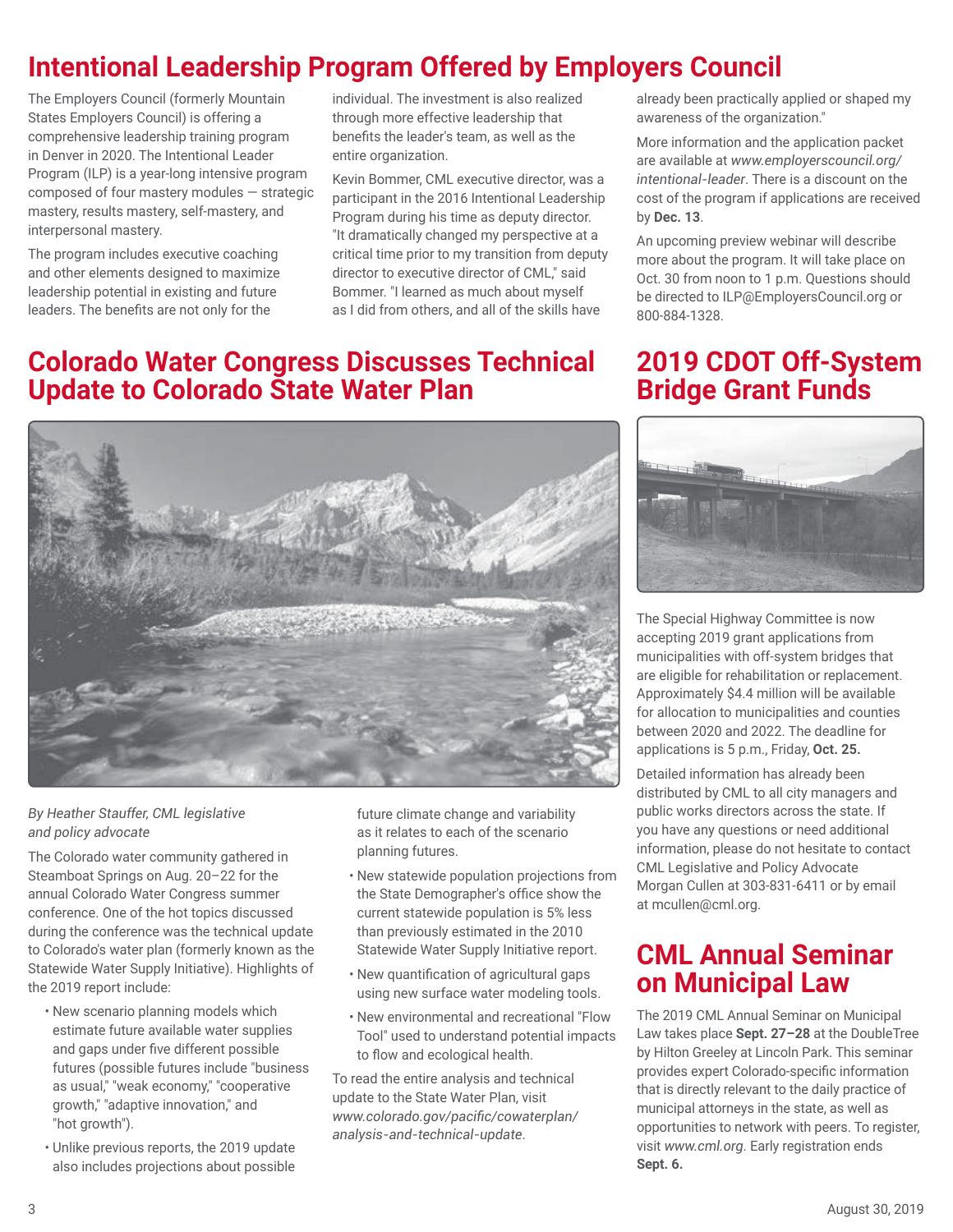# Intentional Leadership Program Offered by Employers Council

The Employers Council (formerly Mountain States Employers Council) is offering a comprehensive leadership training program in Denver in 2020. The Intentional Leader Program (ILP) is a year-long intensive program composed of four mastery modules — strategic mastery, results mastery, self-mastery, and interpersonal mastery.

The program includes executive coaching and other elements designed to maximize leadership potential in existing and future leaders. The benefits are not only for the individual. The investment is also realized through more effective leadership that benefits the leader's team, as well as the entire organization.

Kevin Bommer, CML executive director, was a participant in the 2016 Intentional Leadership Program during his time as deputy director. "It dramatically changed my perspective at a critical time prior to my transition from deputy director to executive director of CML," said Bommer. "I learned as much about myself as I did from others, and all of the skills have already been practically applied or shaped my awareness of the organization."

More information and the application packet are available at *www.employerscouncil.org/intentional-leader*. There is a discount on the cost of the program if applications are received by **Dec. 13**.

An upcoming preview webinar will describe more about the program. It will take place on Oct. 30 from noon to 1 p.m. Questions should be directed to ILP@EmployersCouncil.org or 800-884-1328.

# Colorado Water Congress Discusses Technical Update to Colorado State Water Plan

*By Heather Stauffer, CML legislative and policy advocate*

The Colorado water community gathered in Steamboat Springs on Aug. 20–22 for the annual Colorado Water Congress summer conference. One of the hot topics discussed during the conference was the technical update to Colorado's water plan (formerly known as the Statewide Water Supply Initiative). Highlights of the 2019 report include:

- New scenario planning models which estimate future available water supplies and gaps under five different possible futures (possible futures include "business as usual," "weak economy," "cooperative growth," "adaptive innovation," and "hot growth").
- Unlike previous reports, the 2019 update also includes projections about possible future climate change and variability as it relates to each of the scenario planning futures.
- New statewide population projections from the State Demographer's office show the current statewide population is 5% less than previously estimated in the 2010 Statewide Water Supply Initiative report.
- New quantification of agricultural gaps using new surface water modeling tools.
- New environmental and recreational "Flow Tool" used to understand potential impacts to flow and ecological health.

To read the entire analysis and technical update to the State Water Plan, visit *www.colorado.gov/pacific/cowaterplan/analysis-and-technical-update*.

# 2019 CDOT Off-System Bridge Grant Funds

The Special Highway Committee is now accepting 2019 grant applications from municipalities with off-system bridges that are eligible for rehabilitation or replacement. Approximately $4.4 million will be available for allocation to municipalities and counties between 2020 and 2022. The deadline for applications is 5 p.m., Friday, **Oct. 25.**

Detailed information has already been distributed by CML to all city managers and public works directors across the state. If you have any questions or need additional information, please do not hesitate to contact CML Legislative and Policy Advocate Morgan Cullen at 303-831-6411 or by email at mcullen@cml.org.

# CML Annual Seminar on Municipal Law

The 2019 CML Annual Seminar on Municipal Law takes place **Sept. 27–28** at the DoubleTree by Hilton Greeley at Lincoln Park. This seminar provides expert Colorado-specific information that is directly relevant to the daily practice of municipal attorneys in the state, as well as opportunities to network with peers. To register, visit *www.cml.org*. Early registration ends **Sept. 6.**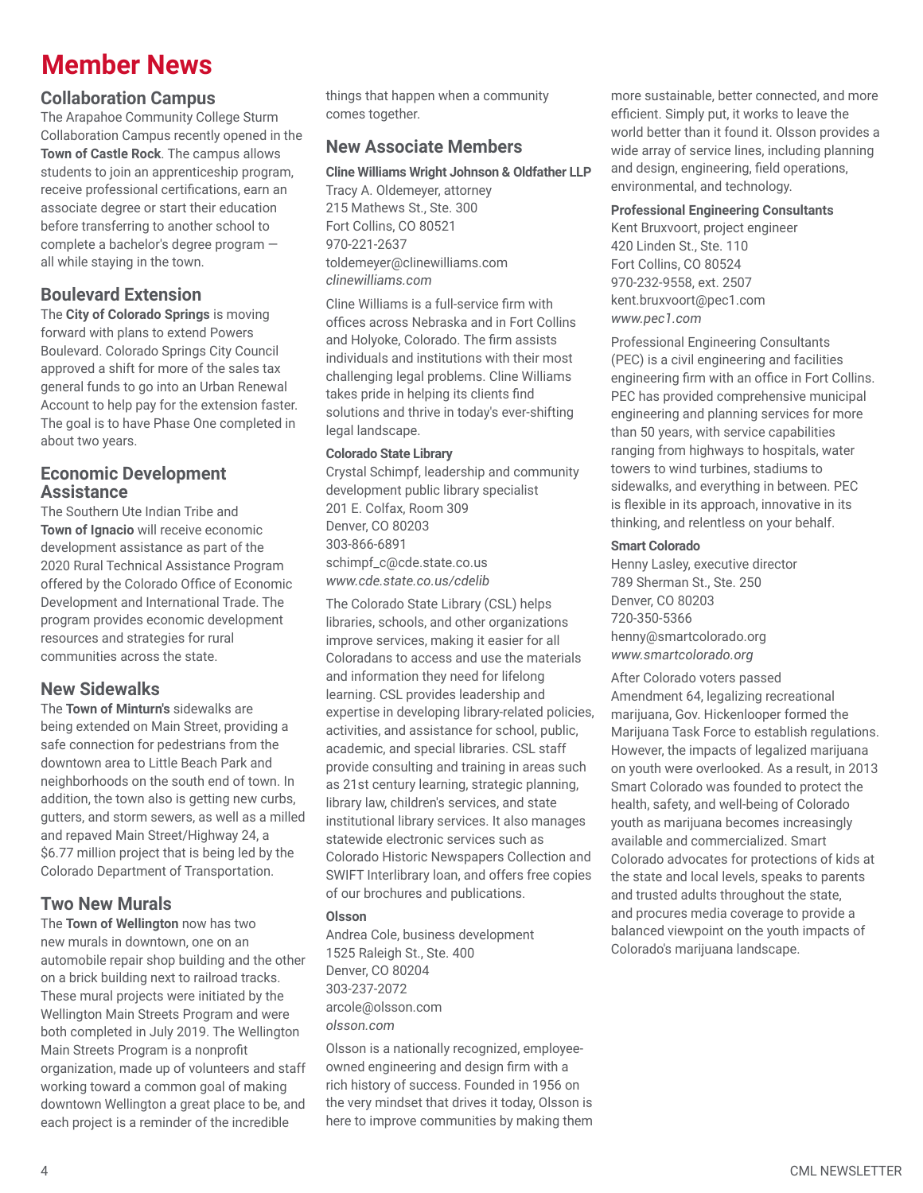# Member News

## Collaboration Campus

The Arapahoe Community College Sturm Collaboration Campus recently opened in the **Town of Castle Rock**. The campus allows students to join an apprenticeship program, receive professional certifications, earn an associate degree or start their education before transferring to another school to complete a bachelor's degree program — all while staying in the town.

## Boulevard Extension

The **City of Colorado Springs** is moving forward with plans to extend Powers Boulevard. Colorado Springs City Council approved a shift for more of the sales tax general funds to go into an Urban Renewal Account to help pay for the extension faster. The goal is to have Phase One completed in about two years.

## Economic Development Assistance

The Southern Ute Indian Tribe and **Town of Ignacio** will receive economic development assistance as part of the 2020 Rural Technical Assistance Program offered by the Colorado Office of Economic Development and International Trade. The program provides economic development resources and strategies for rural communities across the state.

## New Sidewalks

The **Town of Minturn's** sidewalks are being extended on Main Street, providing a safe connection for pedestrians from the downtown area to Little Beach Park and neighborhoods on the south end of town. In addition, the town also is getting new curbs, gutters, and storm sewers, as well as a milled and repaved Main Street/Highway 24, a $6.77 million project that is being led by the Colorado Department of Transportation.

## Two New Murals

The **Town of Wellington** now has two new murals in downtown, one on an automobile repair shop building and the other on a brick building next to railroad tracks. These mural projects were initiated by the Wellington Main Streets Program and were both completed in July 2019. The Wellington Main Streets Program is a nonprofit organization, made up of volunteers and staff working toward a common goal of making downtown Wellington a great place to be, and each project is a reminder of the incredible things that happen when a community comes together.

## New Associate Members

**Cline Williams Wright Johnson & Oldfather LLP**
Tracy A. Oldemeyer, attorney
215 Mathews St., Ste. 300
Fort Collins, CO 80521
970-221-2637
toldemeyer@clinewilliams.com
*clinewilliams.com*

Cline Williams is a full-service firm with offices across Nebraska and in Fort Collins and Holyoke, Colorado. The firm assists individuals and institutions with their most challenging legal problems. Cline Williams takes pride in helping its clients find solutions and thrive in today's ever-shifting legal landscape.

**Colorado State Library**
Crystal Schimpf, leadership and community development public library specialist
201 E. Colfax, Room 309
Denver, CO 80203
303-866-6891
schimpf_c@cde.state.co.us
*www.cde.state.co.us/cdelib*

The Colorado State Library (CSL) helps libraries, schools, and other organizations improve services, making it easier for all Coloradans to access and use the materials and information they need for lifelong learning. CSL provides leadership and expertise in developing library-related policies, activities, and assistance for school, public, academic, and special libraries. CSL staff provide consulting and training in areas such as 21st century learning, strategic planning, library law, children's services, and state institutional library services. It also manages statewide electronic services such as Colorado Historic Newspapers Collection and SWIFT Interlibrary loan, and offers free copies of our brochures and publications.

**Olsson**
Andrea Cole, business development
1525 Raleigh St., Ste. 400
Denver, CO 80204
303-237-2072
arcole@olsson.com
*olsson.com*

Olsson is a nationally recognized, employee-owned engineering and design firm with a rich history of success. Founded in 1956 on the very mindset that drives it today, Olsson is here to improve communities by making them more sustainable, better connected, and more efficient. Simply put, it works to leave the world better than it found it. Olsson provides a wide array of service lines, including planning and design, engineering, field operations, environmental, and technology.

**Professional Engineering Consultants**
Kent Bruxvoort, project engineer
420 Linden St., Ste. 110
Fort Collins, CO 80524
970-232-9558, ext. 2507
kent.bruxvoort@pec1.com
*www.pec1.com*

Professional Engineering Consultants (PEC) is a civil engineering and facilities engineering firm with an office in Fort Collins. PEC has provided comprehensive municipal engineering and planning services for more than 50 years, with service capabilities ranging from highways to hospitals, water towers to wind turbines, stadiums to sidewalks, and everything in between. PEC is flexible in its approach, innovative in its thinking, and relentless on your behalf.

**Smart Colorado**
Henny Lasley, executive director
789 Sherman St., Ste. 250
Denver, CO 80203
720-350-5366
henny@smartcolorado.org
*www.smartcolorado.org*

After Colorado voters passed Amendment 64, legalizing recreational marijuana, Gov. Hickenlooper formed the Marijuana Task Force to establish regulations. However, the impacts of legalized marijuana on youth were overlooked. As a result, in 2013 Smart Colorado was founded to protect the health, safety, and well-being of Colorado youth as marijuana becomes increasingly available and commercialized. Smart Colorado advocates for protections of kids at the state and local levels, speaks to parents and trusted adults throughout the state, and procures media coverage to provide a balanced viewpoint on the youth impacts of Colorado's marijuana landscape.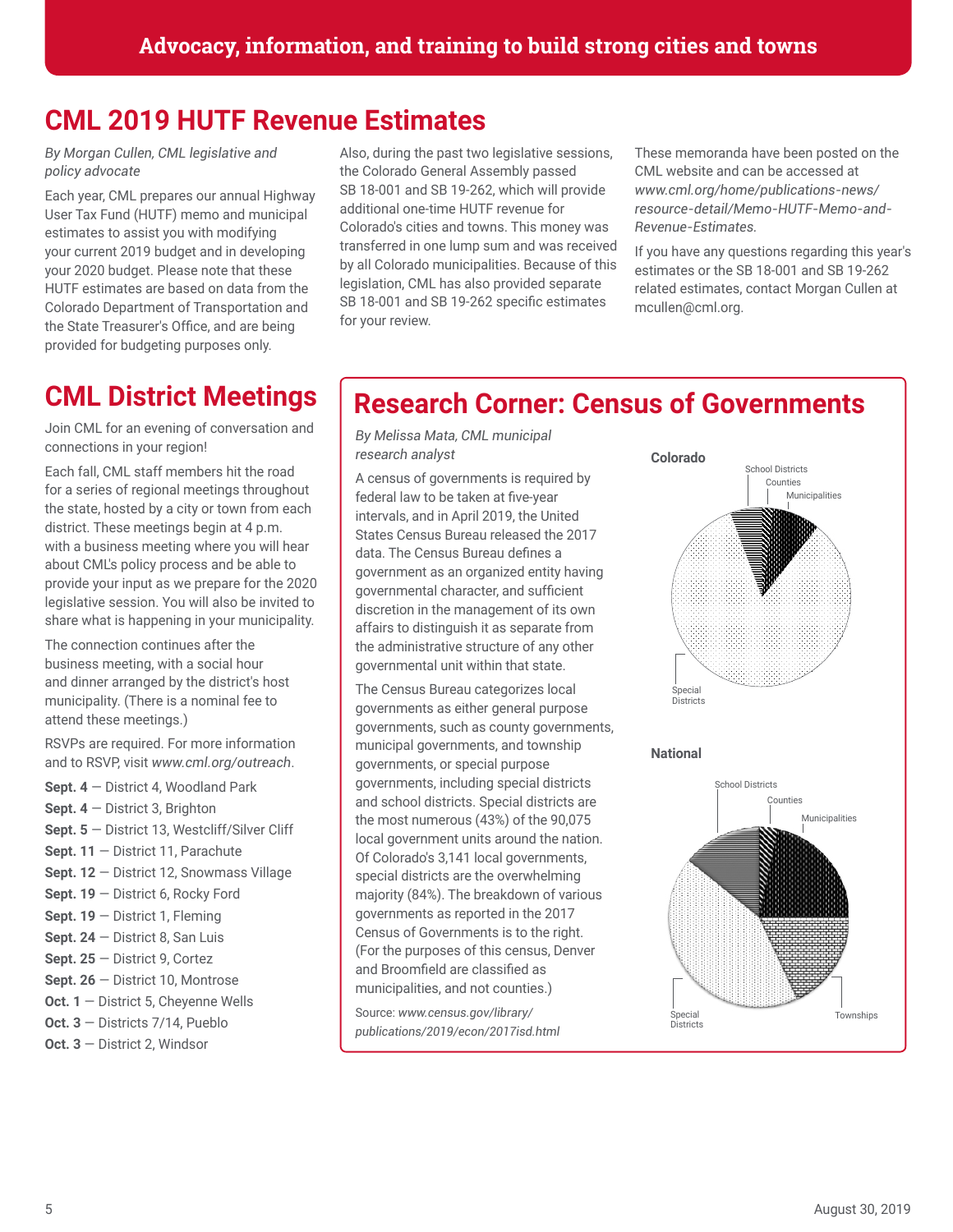## CML 2019 HUTF Revenue Estimates

*By Morgan Cullen, CML legislative and policy advocate*

Each year, CML prepares our annual Highway User Tax Fund (HUTF) memo and municipal estimates to assist you with modifying your current 2019 budget and in developing your 2020 budget. Please note that these HUTF estimates are based on data from the Colorado Department of Transportation and the State Treasurer's Office, and are being provided for budgeting purposes only.

Also, during the past two legislative sessions, the Colorado General Assembly passed SB 18-001 and SB 19-262, which will provide additional one-time HUTF revenue for Colorado's cities and towns. This money was transferred in one lump sum and was received by all Colorado municipalities. Because of this legislation, CML has also provided separate SB 18-001 and SB 19-262 specific estimates for your review.

These memoranda have been posted on the CML website and can be accessed at *www.cml.org/home/publications-news/resource-detail/Memo-HUTF-Memo-and-Revenue-Estimates.*

If you have any questions regarding this year's estimates or the SB 18-001 and SB 19-262 related estimates, contact Morgan Cullen at mcullen@cml.org.

## CML District Meetings

Join CML for an evening of conversation and connections in your region!

Each fall, CML staff members hit the road for a series of regional meetings throughout the state, hosted by a city or town from each district. These meetings begin at 4 p.m. with a business meeting where you will hear about CML's policy process and be able to provide your input as we prepare for the 2020 legislative session. You will also be invited to share what is happening in your municipality.

The connection continues after the business meeting, with a social hour and dinner arranged by the district's host municipality. (There is a nominal fee to attend these meetings.)

RSVPs are required. For more information and to RSVP, visit *www.cml.org/outreach*.

**Sept. 4** — District 4, Woodland Park
**Sept. 4** — District 3, Brighton
**Sept. 5** — District 13, Westcliff/Silver Cliff
**Sept. 11** — District 11, Parachute
**Sept. 12** — District 12, Snowmass Village
**Sept. 19** — District 6, Rocky Ford
**Sept. 19** — District 1, Fleming
**Sept. 24** — District 8, San Luis
**Sept. 25** — District 9, Cortez
**Sept. 26** — District 10, Montrose
**Oct. 1** — District 5, Cheyenne Wells
**Oct. 3** — Districts 7/14, Pueblo
**Oct. 3** — District 2, Windsor

## Research Corner: Census of Governments

*By Melissa Mata, CML municipal research analyst*

A census of governments is required by federal law to be taken at five-year intervals, and in April 2019, the United States Census Bureau released the 2017 data. The Census Bureau defines a government as an organized entity having governmental character, and sufficient discretion in the management of its own affairs to distinguish it as separate from the administrative structure of any other governmental unit within that state.

The Census Bureau categorizes local governments as either general purpose governments, such as county governments, municipal governments, and township governments, or special purpose governments, including special districts and school districts. Special districts are the most numerous (43%) of the 90,075 local government units around the nation. Of Colorado's 3,141 local governments, special districts are the overwhelming majority (84%). The breakdown of various governments as reported in the 2017 Census of Governments is to the right. (For the purposes of this census, Denver and Broomfield are classified as municipalities, and not counties.)

Source: *www.census.gov/library/publications/2019/econ/2017isd.html*

**Colorado**

School Districts
Counties
Municipalities
Special Districts

**National**

School Districts
Counties
Municipalities
Townships
Special Districts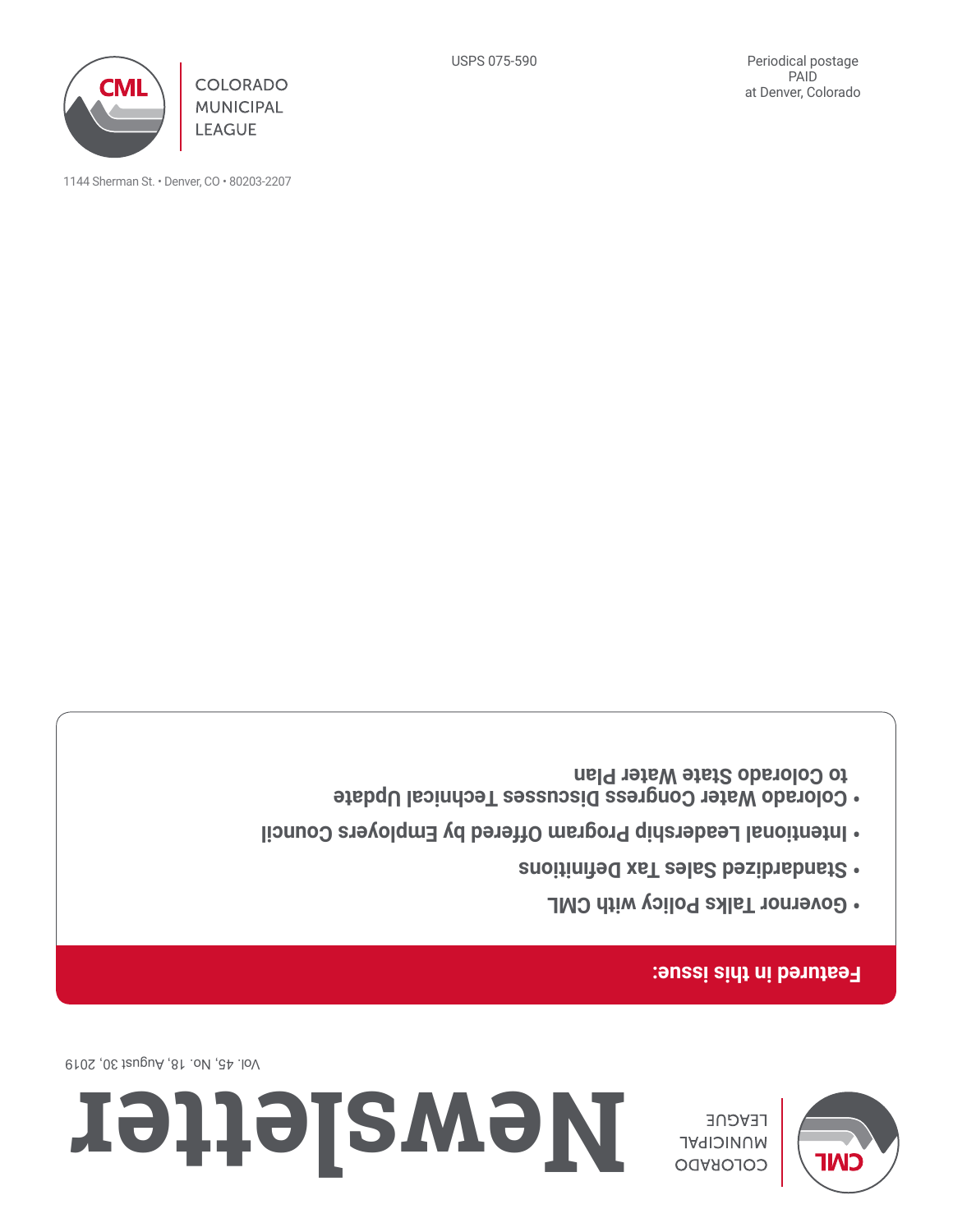COLORADO MUNICIPAL LEAGUE

1144 Sherman St. • Denver, CO • 80203-2207

USPS 075-590

Periodical postage PAID at Denver, Colorado

**Featured in this issue:**

- Governor Talks Policy with CML
- Standardized Sales Tax Definitions
- Intentional Leadership Program Offered by Employers Council
- Colorado Water Congress Discusses Technical Update to Colorado State Water Plan

Vol. 45, No. 18, August 30, 2019

# Newsletter

COLORADO MUNICIPAL LEAGUE